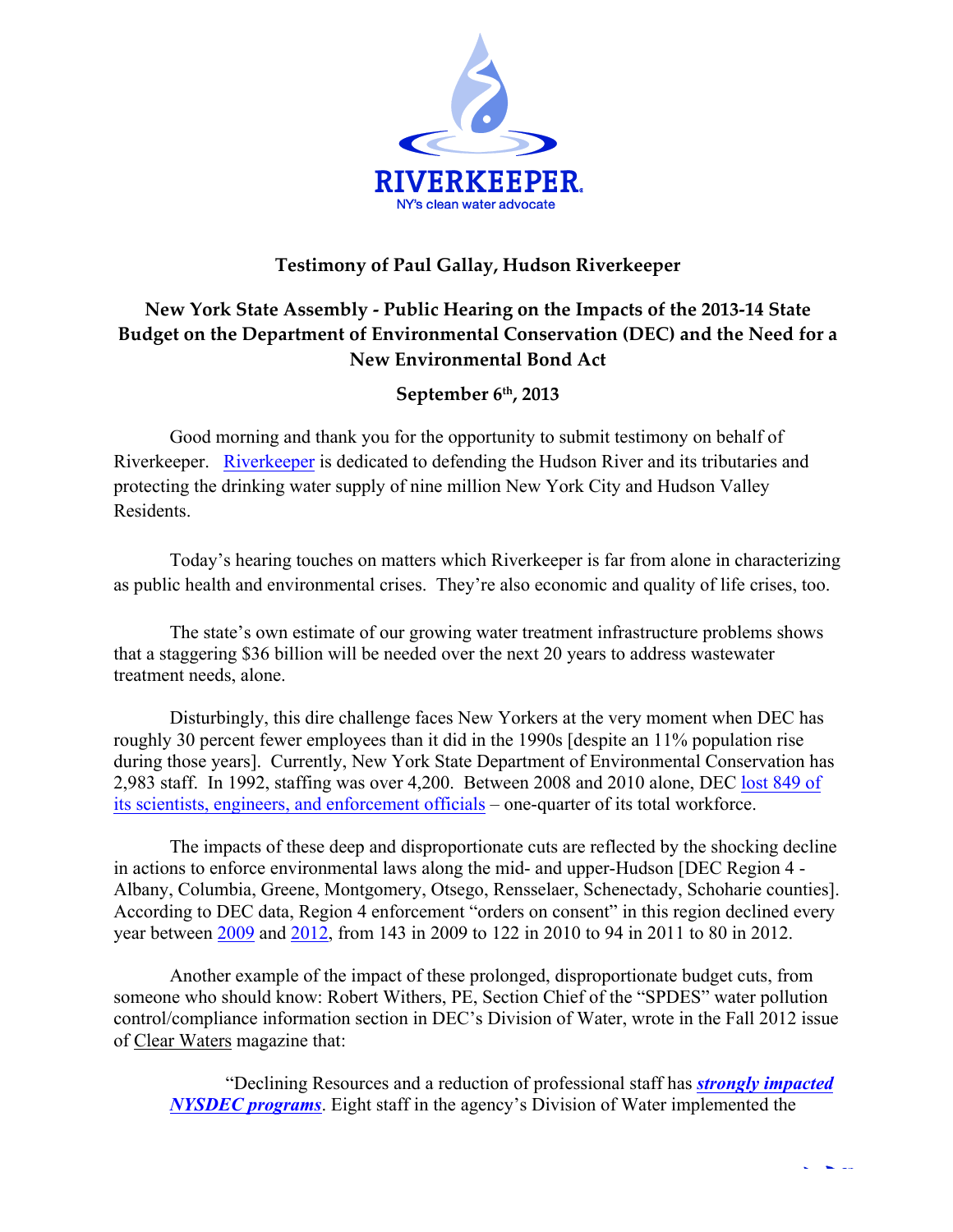RIVERKEEPER
NY's clean water advocate

# Testimony of Paul Gallay, Hudson Riverkeeper

## New York State Assembly - Public Hearing on the Impacts of the 2013-14 State Budget on the Department of Environmental Conservation (DEC) and the Need for a New Environmental Bond Act

### September 6th, 2013

Good morning and thank you for the opportunity to submit testimony on behalf of Riverkeeper. Riverkeeper is dedicated to defending the Hudson River and its tributaries and protecting the drinking water supply of nine million New York City and Hudson Valley Residents.

Today's hearing touches on matters which Riverkeeper is far from alone in characterizing as public health and environmental crises. They're also economic and quality of life crises, too.

The state's own estimate of our growing water treatment infrastructure problems shows that a staggering $36 billion will be needed over the next 20 years to address wastewater treatment needs, alone.

Disturbingly, this dire challenge faces New Yorkers at the very moment when DEC has roughly 30 percent fewer employees than it did in the 1990s [despite an 11% population rise during those years]. Currently, New York State Department of Environmental Conservation has 2,983 staff. In 1992, staffing was over 4,200. Between 2008 and 2010 alone, DEC lost 849 of its scientists, engineers, and enforcement officials – one-quarter of its total workforce.

The impacts of these deep and disproportionate cuts are reflected by the shocking decline in actions to enforce environmental laws along the mid- and upper-Hudson [DEC Region 4 - Albany, Columbia, Greene, Montgomery, Otsego, Rensselaer, Schenectady, Schoharie counties]. According to DEC data, Region 4 enforcement "orders on consent" in this region declined every year between 2009 and 2012, from 143 in 2009 to 122 in 2010 to 94 in 2011 to 80 in 2012.

Another example of the impact of these prolonged, disproportionate budget cuts, from someone who should know: Robert Withers, PE, Section Chief of the "SPDES" water pollution control/compliance information section in DEC's Division of Water, wrote in the Fall 2012 issue of Clear Waters magazine that:

> "Declining Resources and a reduction of professional staff has ***strongly impacted NYSDEC programs***. Eight staff in the agency's Division of Water implemented the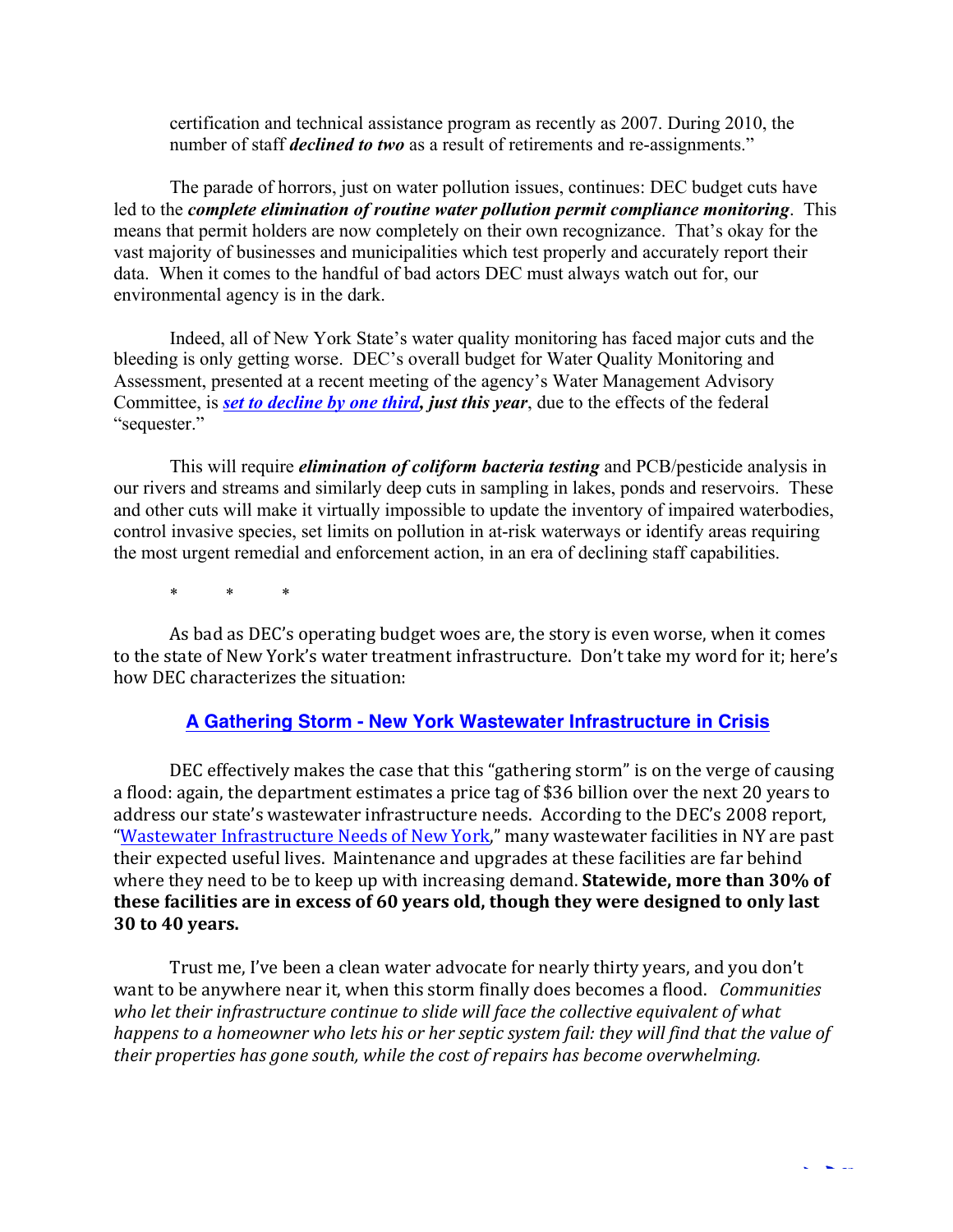certification and technical assistance program as recently as 2007. During 2010, the number of staff ***declined to two*** as a result of retirements and re-assignments."

The parade of horrors, just on water pollution issues, continues: DEC budget cuts have led to the ***complete elimination of routine water pollution permit compliance monitoring***. This means that permit holders are now completely on their own recognizance. That's okay for the vast majority of businesses and municipalities which test properly and accurately report their data. When it comes to the handful of bad actors DEC must always watch out for, our environmental agency is in the dark.

Indeed, all of New York State's water quality monitoring has faced major cuts and the bleeding is only getting worse. DEC's overall budget for Water Quality Monitoring and Assessment, presented at a recent meeting of the agency's Water Management Advisory Committee, is ***set to decline by one third, just this year***, due to the effects of the federal "sequester."

This will require ***elimination of coliform bacteria testing*** and PCB/pesticide analysis in our rivers and streams and similarly deep cuts in sampling in lakes, ponds and reservoirs. These and other cuts will make it virtually impossible to update the inventory of impaired waterbodies, control invasive species, set limits on pollution in at-risk waterways or identify areas requiring the most urgent remedial and enforcement action, in an era of declining staff capabilities.

\* \* \*

As bad as DEC's operating budget woes are, the story is even worse, when it comes to the state of New York's water treatment infrastructure. Don't take my word for it; here's how DEC characterizes the situation:

**A Gathering Storm - New York Wastewater Infrastructure in Crisis**

DEC effectively makes the case that this "gathering storm" is on the verge of causing a flood: again, the department estimates a price tag of $36 billion over the next 20 years to address our state's wastewater infrastructure needs. According to the DEC's 2008 report, "Wastewater Infrastructure Needs of New York," many wastewater facilities in NY are past their expected useful lives. Maintenance and upgrades at these facilities are far behind where they need to be to keep up with increasing demand. **Statewide, more than 30% of these facilities are in excess of 60 years old, though they were designed to only last 30 to 40 years.**

Trust me, I've been a clean water advocate for nearly thirty years, and you don't want to be anywhere near it, when this storm finally does becomes a flood. *Communities who let their infrastructure continue to slide will face the collective equivalent of what happens to a homeowner who lets his or her septic system fail: they will find that the value of their properties has gone south, while the cost of repairs has become overwhelming.*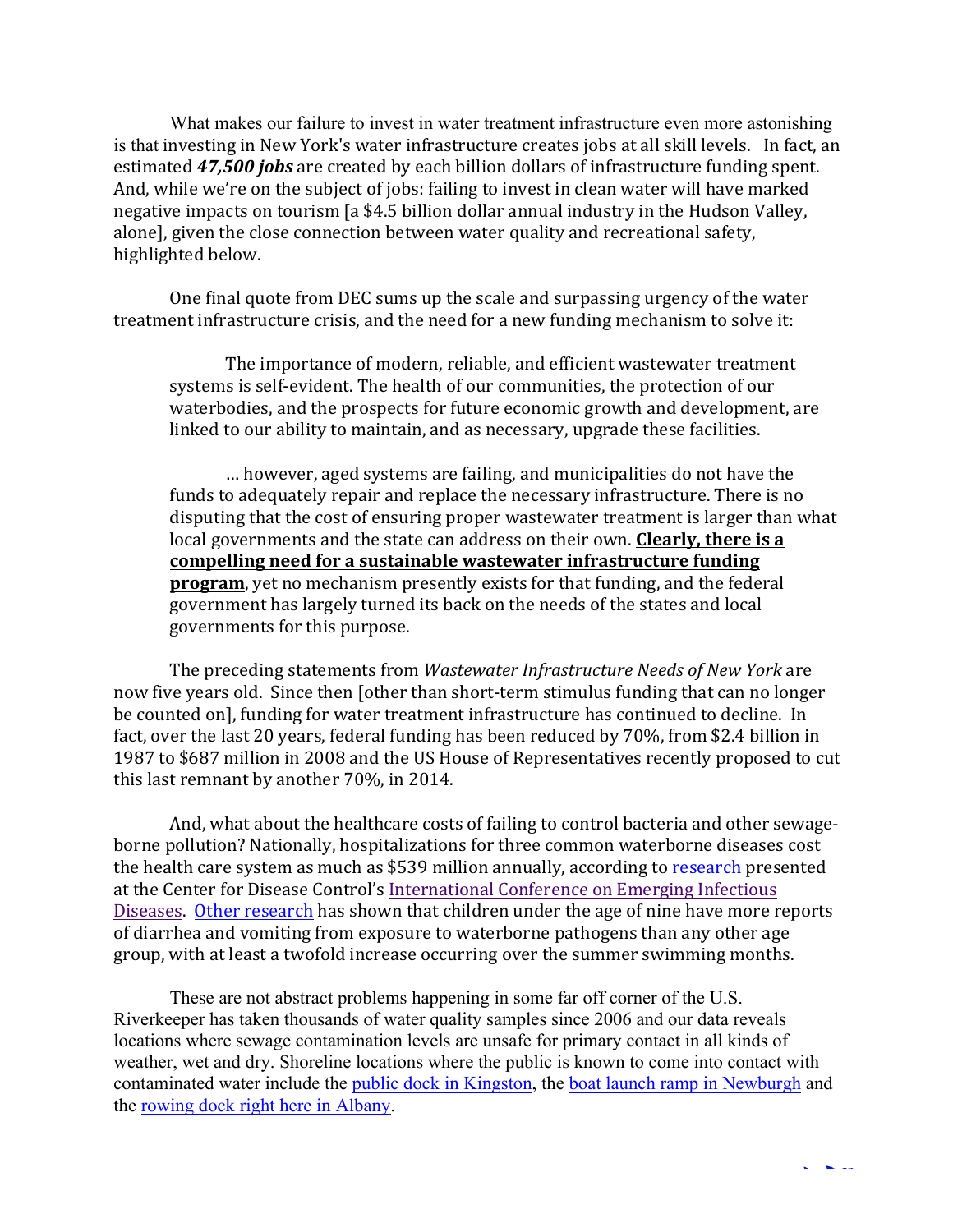What makes our failure to invest in water treatment infrastructure even more astonishing is that investing in New York's water infrastructure creates jobs at all skill levels. In fact, an estimated ***47,500 jobs*** are created by each billion dollars of infrastructure funding spent. And, while we're on the subject of jobs: failing to invest in clean water will have marked negative impacts on tourism [a $4.5 billion dollar annual industry in the Hudson Valley, alone], given the close connection between water quality and recreational safety, highlighted below.

One final quote from DEC sums up the scale and surpassing urgency of the water treatment infrastructure crisis, and the need for a new funding mechanism to solve it:

> The importance of modern, reliable, and efficient wastewater treatment systems is self-evident. The health of our communities, the protection of our waterbodies, and the prospects for future economic growth and development, are linked to our ability to maintain, and as necessary, upgrade these facilities.
>
> … however, aged systems are failing, and municipalities do not have the funds to adequately repair and replace the necessary infrastructure. There is no disputing that the cost of ensuring proper wastewater treatment is larger than what local governments and the state can address on their own. **Clearly, there is a compelling need for a sustainable wastewater infrastructure funding program**, yet no mechanism presently exists for that funding, and the federal government has largely turned its back on the needs of the states and local governments for this purpose.

The preceding statements from *Wastewater Infrastructure Needs of New York* are now five years old. Since then [other than short-term stimulus funding that can no longer be counted on], funding for water treatment infrastructure has continued to decline. In fact, over the last 20 years, federal funding has been reduced by 70%, from $2.4 billion in 1987 to $687 million in 2008 and the US House of Representatives recently proposed to cut this last remnant by another 70%, in 2014.

And, what about the healthcare costs of failing to control bacteria and other sewage-borne pollution? Nationally, hospitalizations for three common waterborne diseases cost the health care system as much as $539 million annually, according to research presented at the Center for Disease Control's International Conference on Emerging Infectious Diseases. Other research has shown that children under the age of nine have more reports of diarrhea and vomiting from exposure to waterborne pathogens than any other age group, with at least a twofold increase occurring over the summer swimming months.

These are not abstract problems happening in some far off corner of the U.S. Riverkeeper has taken thousands of water quality samples since 2006 and our data reveals locations where sewage contamination levels are unsafe for primary contact in all kinds of weather, wet and dry. Shoreline locations where the public is known to come into contact with contaminated water include the public dock in Kingston, the boat launch ramp in Newburgh and the rowing dock right here in Albany.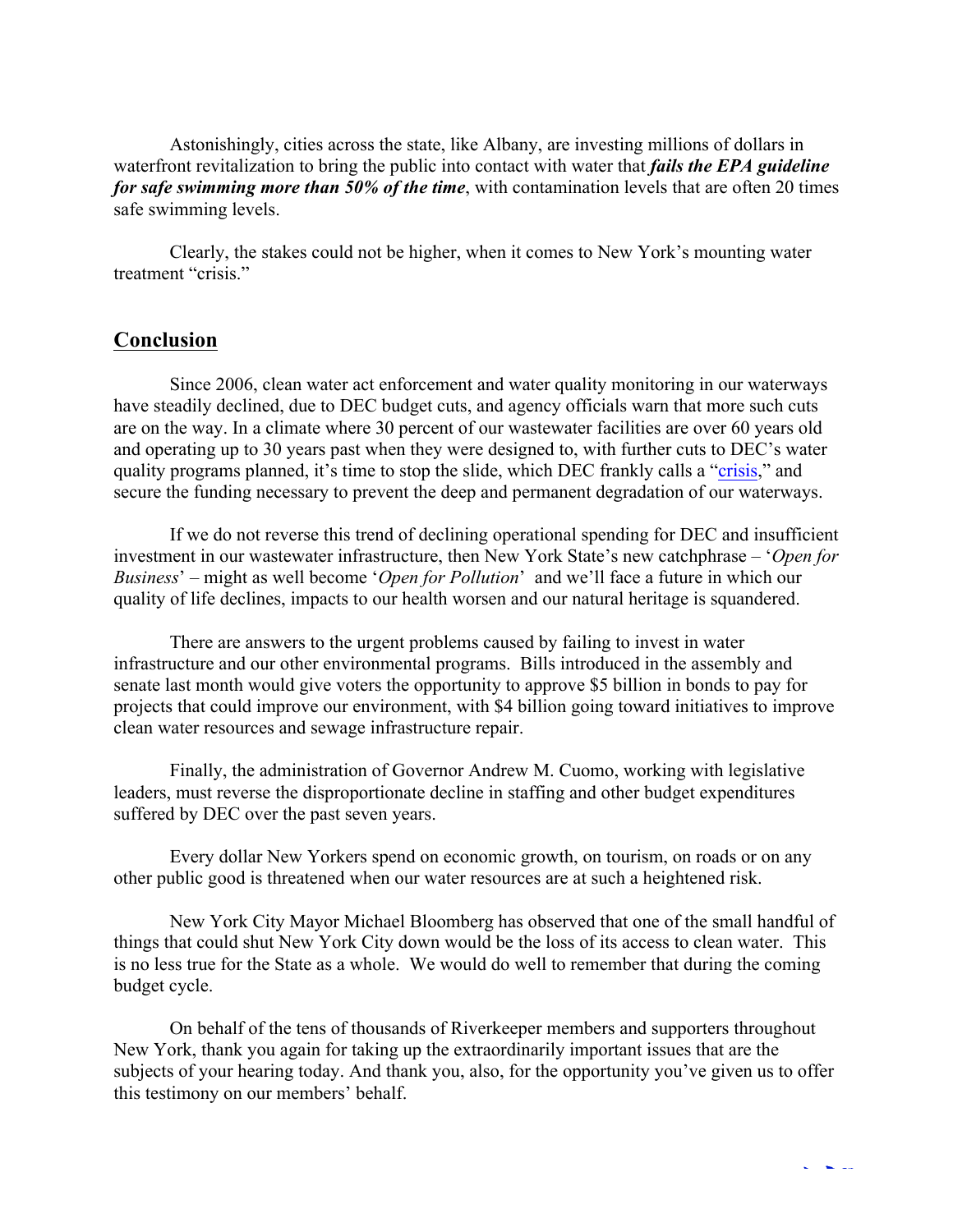Astonishingly, cities across the state, like Albany, are investing millions of dollars in waterfront revitalization to bring the public into contact with water that ***fails the EPA guideline for safe swimming more than 50% of the time***, with contamination levels that are often 20 times safe swimming levels.

Clearly, the stakes could not be higher, when it comes to New York's mounting water treatment "crisis."

## Conclusion

Since 2006, clean water act enforcement and water quality monitoring in our waterways have steadily declined, due to DEC budget cuts, and agency officials warn that more such cuts are on the way. In a climate where 30 percent of our wastewater facilities are over 60 years old and operating up to 30 years past when they were designed to, with further cuts to DEC's water quality programs planned, it's time to stop the slide, which DEC frankly calls a "crisis," and secure the funding necessary to prevent the deep and permanent degradation of our waterways.

If we do not reverse this trend of declining operational spending for DEC and insufficient investment in our wastewater infrastructure, then New York State's new catchphrase – '*Open for Business*' – might as well become '*Open for Pollution*' and we'll face a future in which our quality of life declines, impacts to our health worsen and our natural heritage is squandered.

There are answers to the urgent problems caused by failing to invest in water infrastructure and our other environmental programs. Bills introduced in the assembly and senate last month would give voters the opportunity to approve $5 billion in bonds to pay for projects that could improve our environment, with $4 billion going toward initiatives to improve clean water resources and sewage infrastructure repair.

Finally, the administration of Governor Andrew M. Cuomo, working with legislative leaders, must reverse the disproportionate decline in staffing and other budget expenditures suffered by DEC over the past seven years.

Every dollar New Yorkers spend on economic growth, on tourism, on roads or on any other public good is threatened when our water resources are at such a heightened risk.

New York City Mayor Michael Bloomberg has observed that one of the small handful of things that could shut New York City down would be the loss of its access to clean water. This is no less true for the State as a whole. We would do well to remember that during the coming budget cycle.

On behalf of the tens of thousands of Riverkeeper members and supporters throughout New York, thank you again for taking up the extraordinarily important issues that are the subjects of your hearing today. And thank you, also, for the opportunity you've given us to offer this testimony on our members' behalf.